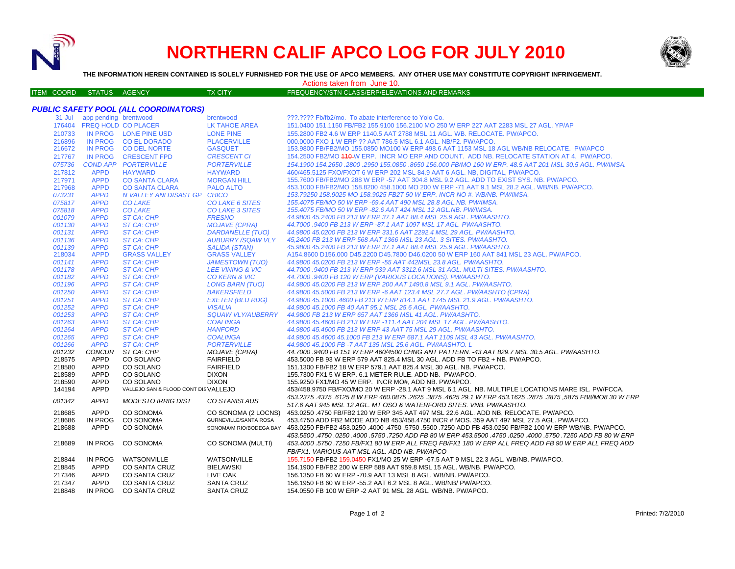# NORTHERN CALIF APCO LOG FOR JULY 2010

**THE INFORMATION HEREIN CONTAINED IS SOLELY FURNISHED FOR THE USE OF APCO MEMBERS. ANY OTHER USE MAY CONSTITUTE COPYRIGHT INFRINGEMENT.**

Actions taken from June 10.

| ITEM COORD | STATUS | AGENCY | TX CITY | FREQUENCY/STN CLASS/ERP/ELEVATIONS AND REMARKS |
|---|---|---|---|---|
| ***PUBLIC SAFETY POOL (ALL COORDINATORS)*** | | | | |
| 31-Jul | app pending | brentwood | brentwood | ???.???? Fb/fb2/mo. To abate interference to Yolo Co. |
| 176404 | FREQ HOLD | CO PLACER | LK TAHOE AREA | 151.0400 151.1150 FB/FB2 155.9100 156.2100 MO 250 W ERP 227 AAT 2283 MSL 27 AGL. YP/AP |
| 210733 | IN PROG | LONE PINE USD | LONE PINE | 155.2800 FB2 4.6 W ERP 1140.5 AAT 2788 MSL 11 AGL. WB. RELOCATE. PW/APCO. |
| 216896 | IN PROG | CO EL DORADO | PLACERVILLE | 000.0000 FXO 1 W ERP ?? AAT 786.5 MSL 6.1 AGL. NB/F2. PW/APCO. |
| 216672 | IN PROG | CO DEL NORTE | GASQUET | 153.9800 FB/FB2/MO 155.0850 MO100 W ERP 498.6 AAT 1153 MSL 18 AGL WB/NB RELOCATE. PW/APCO |
| 217767 | IN PROG | CRESCENT FPD | *CRESCENT CI* | 154.2500 FB2/MO ~~110~~ W ERP. INCR MO ERP AND COUNT. ADD NB. RELOCATE STATION AT 4. PW/APCO. |
| *075736* | *COND APP* | *PORTERVILLE* | *PORTERVILLE* | *154.1900 154.2650 .2800 .2950 155.0850 .8650 156.000 FB/MO 160 W ERP. 48.5 AAT 201 MSL 30.5 AGL. PW/IMSA.* |
| 217812 | APPD | HAYWARD | HAYWARD | 460/465.5125 FXO/FXOT 6 W ERP 202 MSL 84.9 AAT 6 AGL. NB, DIGITAL, PW/APCO. |
| 217971 | APPD | CO SANTA CLARA | MORGAN HILL | 155.7600 FB/FB2/MO 288 W ERP -57 AAT 304.8 MSL 9.2 AGL. ADD TO EXIST SYS. NB. PW/APCO. |
| 217968 | APPD | CO SANTA CLARA | PALO ALTO | 453.1000 FB/FB2/MO 158.8200 458.1000 MO 200 W ERP -71 AAT 9.1 MSL 28.2 AGL. WB/NB. PW/APCO. |
| *073231* | *APPD* | *N VALLEY ANI DISAST GP* | *CHICO* | *153.79250 158.9025 MO 158.9025 FB2T 50 W ERP. INCR NO #. WB/NB. PW/IMSA.* |
| *075817* | *APPD* | *CO LAKE* | *CO LAKE 6 SITES* | *155.4075 FB/MO 50 W ERP -69.4 AAT 490 MSL 28.8 AGL.NB. PW/IMSA.* |
| *075818* | *APPD* | *CO LAKE* | *CO LAKE 3 SITES* | *155.4075 FB/MO 50 W ERP -82.6 AAT 424 MSL 12 AGL.NB. PW/IMSA.* |
| *001079* | *APPD* | *ST CA: CHP* | *FRESNO* | *44.9800 45.2400 FB 213 W ERP 37.1 AAT 88.4 MSL 25.9 AGL. PW/AASHTO.* |
| *001130* | *APPD* | *ST CA: CHP* | *MOJAVE (CPRA)* | *44.7000 .9400 FB 213 W ERP -87.1 AAT 1097 MSL 17 AGL. PW/AASHTO.* |
| *001131* | *APPD* | *ST CA: CHP* | *DARDANELLE (TUO)* | *44.9800 45.0200 FB 213 W ERP 331.6 AAT 2292.4 MSL 29 AGL. PW/AASHTO.* |
| *001136* | *APPD* | *ST CA: CHP* | *AUBURRY /SQAW VLY* | *45,2400 FB 213 W ERP 568 AAT 1366 MSL 23 AGL. 3 SITES. PW/AASHTO.* |
| *001139* | *APPD* | *ST CA: CHP* | *SALIDA (STAN)* | *45.9800 45.2400 FB 213 W ERP 37.1 AAT 88.4 MSL 25.9 AGL. PW/AASHTO.* |
| 218034 | APPD | GRASS VALLEY | GRASS VALLEY | A154.8600 D156.000 D45.2200 D45.7800 D46.0200 50 W ERP 160 AAT 841 MSL 23 AGL. PW/APCO. |
| *001141* | *APPD* | *ST CA: CHP* | *JAMESTOWN (TUO)* | *44.9800 45.0200 FB 213 W ERP -55 AAT 442MSL 23.8 AGL. PW/AASHTO.* |
| *001178* | *APPD* | *ST CA: CHP* | *LEE VINING & VIC* | *44.7000 .9400 FB 213 W ERP 939 AAT 3312.6 MSL 31 AGL. MULTI SITES. PW/AASHTO.* |
| *001182* | *APPD* | *ST CA: CHP* | *CO KERN & VIC* | *44.7000 .9400 FB 120 W ERP (VARIOUS LOCATIONS). PW/AASHTO.* |
| *001196* | *APPD* | *ST CA: CHP* | *LONG BARN (TUO)* | *44.9800 45.0200 FB 213 W ERP 200 AAT 1490.8 MSL 9.1 AGL. PW/AASHTO.* |
| *001250* | *APPD* | *ST CA: CHP* | *BAKERSFIELD* | *44.9800 45.5000 FB 213 W ERP -6 AAT 123.4 MSL 27.7 AGL. PW/AASHTO (CPRA)* |
| *001251* | *APPD* | *ST CA: CHP* | *EXETER (BLU RDG)* | *44.9800 45.1000 .4600 FB 213 W ERP 814.1 AAT 1745 MSL 21.9 AGL. PW/AASHTO.* |
| *001252* | *APPD* | *ST CA: CHP* | *VISALIA* | *44.9800 45.1000 FB 40 AAT 95.1 MSL 25.6 AGL. PW/AASHTO.* |
| *001253* | *APPD* | *ST CA: CHP* | *SQUAW VLY/AUBERRY* | *44.9800 FB 213 W ERP 657 AAT 1366 MSL 41 AGL. PW/AASHTO.* |
| *001263* | *APPD* | *ST CA: CHP* | *COALINGA* | *44.9800 45.4600 FB 213 W ERP -111.4 AAT 204 MSL 17 AGL. PW/AASHTO.* |
| *001264* | *APPD* | *ST CA: CHP* | *HANFORD* | *44.9800 45.4600 FB 213 W ERP 43 AAT 75 MSL 29 AGL. PW/AASHTO.* |
| *001265* | *APPD* | *ST CA: CHP* | *COALINGA* | *44.9800 45.4600 45.1000 FB 213 W ERP 687.1 AAT 1109 MSL 43 AGL. PW/AASHTO.* |
| *001266* | *APPD* | *ST CA: CHP* | *PORTERVILLE* | *44.9800 45.1000 FB -7 AAT 135 MSL 25.6 AGL. PW/AASHTO. L* |
| *001232* | *CONCUR* | *ST CA: CHP* | *MOJAVE (CPRA)* | *44.7000 .9400 FB 151 W ERP 460/4500 CHNG ANT PATTERN. -43 AAT 829.7 MSL 30.5 AGL. PW/AASHTO.* |
| 218575 | APPD | CO SOLANO | FAIRFIELD | 453.5000 FB 93 W ERP 579 AAT 825.4 MSL 30 AGL. ADD FB TO FB2 + NB. PW/APCO. |
| 218580 | APPD | CO SOLANO | FAIRFIELD | 151.1300 FB/FB2 18 W ERP 579.1 AAT 825.4 MSL 30 AGL. NB. PW/APCO. |
| 218589 | APPD | CO SOLANO | DIXON | 155.7300 FX1 5 W ERP. 6.1 METER RULE. ADD NB. PW/APCO. |
| 218590 | APPD | CO SOLANO | DIXON | 155.9250 FX1/MO 45 W ERP. INCR MO#, ADD NB. PW/APCO. |
| 144194 | APPD | VALLEJO SAN & FLOOD CONT DIS | VALLEJO | 453/458.9750 FB/FXO/MO 20 W ERP -28.1 AAT 9 MSL 6.1 AGL. NB. MULTIPLE LOCATIONS MARE ISL. PW/FCCA. |
| *001342* | *APPD* | *MODESTO IRRIG DIST* | *CO STANISLAUS* | *453.2375 .4375 .6125 8 W ERP 460.0875 .2625 .3875 .4625 29.1 W ERP 453.1625 .2875 .3875 ,5875 FB8/MO8 30 W ERP 517.6 AAT 945 MSL 12 AGL. MT OSO & WATERFORD SITES. VNB. PW/AASHTO.* |
| 218685 | APPD | CO SONOMA | CO SONOMA (2 LOCNS) | 453.0250 .4750 FB/FB2 120 W ERP 345 AAT 497 MSL 22.6 AGL. ADD NB, RELOCATE. PW/APCO. |
| 218686 | IN PROG | CO SONOMA | GURNEVILLE/SANTA ROSA | 453.4750 ADD FB2 MODE ADD NB 453/458.4750 INCR # MOS. 359 AAT 497 MSL 27.5 AGL. PW/APCO. |
| 218688 | APPD | CO SONOMA | SONOMA/M RIO/BODEGA BAY | 453.0250 FB/FB2 453.0250 .4000 .4750 .5750 .5500 .7250 ADD FB 453.0250 FB/FB2 100 W ERP WB/NB. PW/APCO. |
| 218689 | IN PROG | CO SONOMA | CO SONOMA (MULTI) | *453.5500 .4750 .0250 .4000 .5750 .7250 ADD FB 80 W ERP 453.5500 .4750 .0250 .4000 .5750 .7250 ADD FB 80 W ERP 453.4000 .5750 .7250 FB/FX1 80 W ERP ALL FREQ FB/FX1 180 W ERP ALL FREQ ADD FB 90 W ERP ALL FREQ ADD FB/FX1. VARIOUS AAT MSL AGL. ADD NB. PW/APCO* |
| 218844 | IN PROG | WATSONVILLE | WATSONVILLE | 155.7150 FB/FB2 159.0450 FX1/MO 25 W ERP -67.5 AAT 9 MSL 22.3 AGL. WB/NB. PW/APCO. |
| 218845 | APPD | CO SANTA CRUZ | BIELAWSKI | 154.1900 FB/FB2 200 W ERP 588 AAT 959.8 MSL 15 AGL. WB/NB. PW/APCO. |
| 217346 | APPD | CO SANTA CRUZ | LIVE OAK | 156.1350 FB 60 W ERP -70.9 AAT 13 MSL 8 AGL. WB/NB. PW/APCO. |
| 217347 | APPD | CO SANTA CRUZ | SANTA CRUZ | 156.1950 FB 60 W ERP -55.2 AAT 6.2 MSL 8 AGL. WB/NB/ PW/APCO. |
| 218848 | IN PROG | CO SANTA CRUZ | SANTA CRUZ | 154.0550 FB 100 W ERP -2 AAT 91 MSL 28 AGL. WB/NB. PW/APCO. |

Printed: 7/2/2010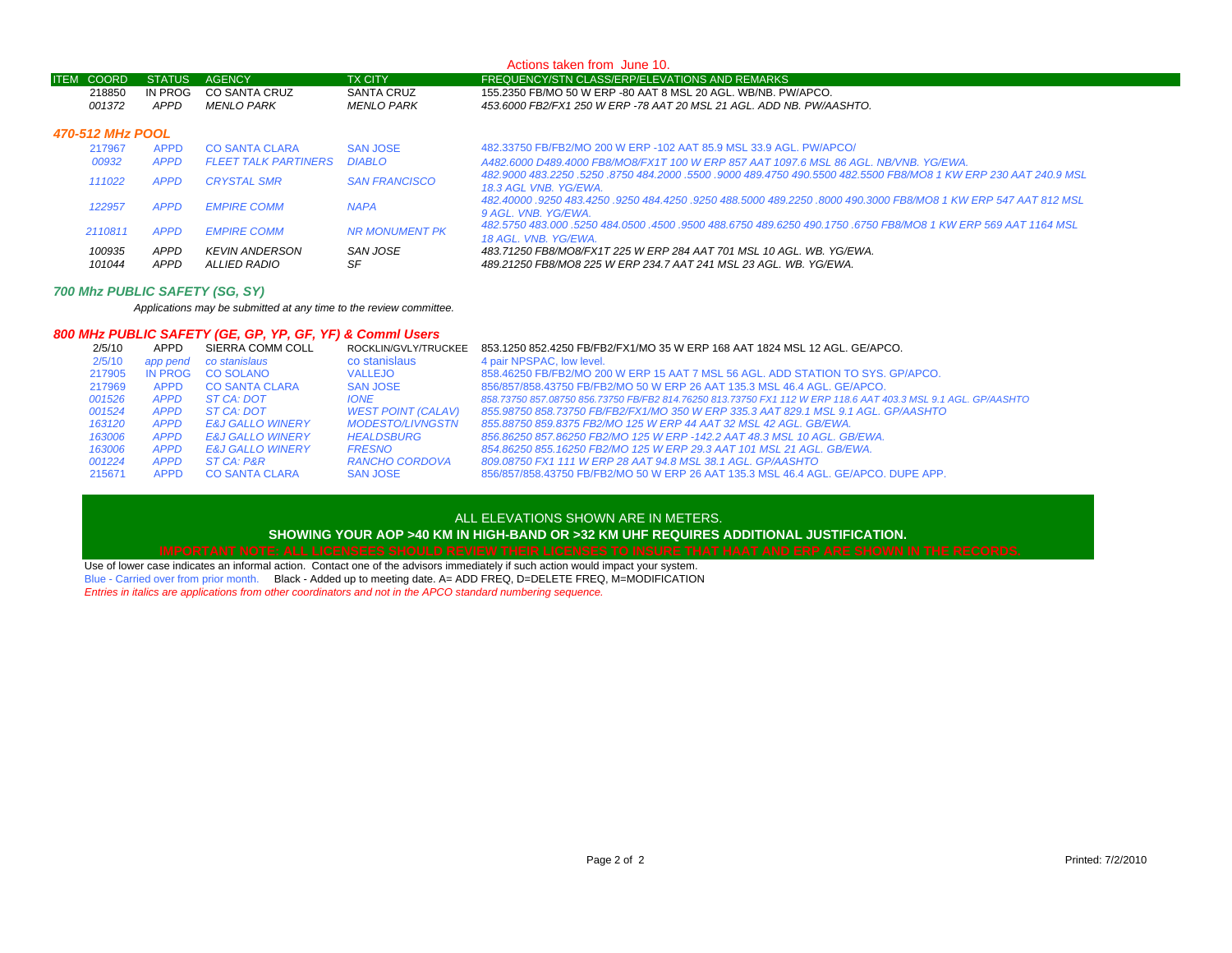Actions taken from June 10.

| ITEM | COORD | STATUS | AGENCY | TX CITY | FREQUENCY/STN CLASS/ERP/ELEVATIONS AND REMARKS |
|---|---|---|---|---|---|
| | 218850 | IN PROG | CO SANTA CRUZ | SANTA CRUZ | 155.2350 FB/MO 50 W ERP -80 AAT 8 MSL 20 AGL. WB/NB. PW/APCO. |
| | *001372* | *APPD* | *MENLO PARK* | *MENLO PARK* | *453.6000 FB2/FX1 250 W ERP -78 AAT 20 MSL 21 AGL. ADD NB. PW/AASHTO.* |

### *470-512 MHz POOL*

| | | | | |
|---|---|---|---|---|
| 217967 | APPD | CO SANTA CLARA | SAN JOSE | 482.33750 FB/FB2/MO 200 W ERP -102 AAT 85.9 MSL 33.9 AGL. PW/APCO/ |
| *00932* | *APPD* | *FLEET TALK PARTINERS* | *DIABLO* | *A482.6000 D489.4000 FB8/MO8/FX1T 100 W ERP 857 AAT 1097.6 MSL 86 AGL. NB/VNB. YG/EWA.* |
| *111022* | *APPD* | *CRYSTAL SMR* | *SAN FRANCISCO* | *482.9000 483.2250 .5250 .8750 484.2000 .5500 .9000 489.4750 490.5500 482.5500 FB8/MO8 1 KW ERP 230 AAT 240.9 MSL 18.3 AGL VNB. YG/EWA.* |
| *122957* | *APPD* | *EMPIRE COMM* | *NAPA* | *482.40000 .9250 483.4250 .9250 484.4250 .9250 488.5000 489.2250 .8000 490.3000 FB8/MO8 1 KW ERP 547 AAT 812 MSL 9 AGL. VNB. YG/EWA.* |
| *2110811* | *APPD* | *EMPIRE COMM* | *NR MONUMENT PK* | *482.5750 483.000 .5250 484.0500 .4500 .9500 488.6750 489.6250 490.1750 .6750 FB8/MO8 1 KW ERP 569 AAT 1164 MSL 18 AGL. VNB. YG/EWA.* |
| *100935* | *APPD* | *KEVIN ANDERSON* | *SAN JOSE* | *483.71250 FB8/MO8/FX1T 225 W ERP 284 AAT 701 MSL 10 AGL. WB. YG/EWA.* |
| *101044* | *APPD* | *ALLIED RADIO* | *SF* | *489.21250 FB8/MO8 225 W ERP 234.7 AAT 241 MSL 23 AGL. WB. YG/EWA.* |

### *700 Mhz PUBLIC SAFETY (SG, SY)*

*Applications may be submitted at any time to the review committee.*

### *800 MHz PUBLIC SAFETY (GE, GP, YP, GF, YF) & Comml Users*

| | | | | |
|---|---|---|---|---|
| 2/5/10 | APPD | SIERRA COMM COLL | ROCKLIN/GVLY/TRUCKEE | 853.1250 852.4250 FB/FB2/FX1/MO 35 W ERP 168 AAT 1824 MSL 12 AGL. GE/APCO. |
| 2/5/10 | *app pend* | *co stanislaus* | co stanislaus | 4 pair NPSPAC, low level. |
| 217905 | IN PROG | CO SOLANO | VALLEJO | 858.46250 FB/FB2/MO 200 W ERP 15 AAT 7 MSL 56 AGL. ADD STATION TO SYS. GP/APCO. |
| 217969 | APPD | CO SANTA CLARA | SAN JOSE | 856/857/858.43750 FB/FB2/MO 50 W ERP 26 AAT 135.3 MSL 46.4 AGL. GE/APCO. |
| *001526* | *APPD* | *ST CA: DOT* | *IONE* | *858.73750 857.08750 856.73750 FB/FB2 814.76250 813.73750 FX1 112 W ERP 118.6 AAT 403.3 MSL 9.1 AGL. GP/AASHTO* |
| *001524* | *APPD* | *ST CA: DOT* | *WEST POINT (CALAV)* | *855.98750 858.73750 FB/FB2/FX1/MO 350 W ERP 335.3 AAT 829.1 MSL 9.1 AGL. GP/AASHTO* |
| *163120* | *APPD* | *E&J GALLO WINERY* | *MODESTO/LIVNGSTN* | *855.88750 859.8375 FB2/MO 125 W ERP 44 AAT 32 MSL 42 AGL. GB/EWA.* |
| *163006* | *APPD* | *E&J GALLO WINERY* | *HEALDSBURG* | *856.86250 857.86250 FB2/MO 125 W ERP -142.2 AAT 48.3 MSL 10 AGL. GB/EWA.* |
| *163006* | *APPD* | *E&J GALLO WINERY* | *FRESNO* | *854.86250 855.16250 FB2/MO 125 W ERP 29.3 AAT 101 MSL 21 AGL. GB/EWA.* |
| *001224* | *APPD* | *ST CA: P&R* | *RANCHO CORDOVA* | *809.08750 FX1 111 W ERP 28 AAT 94.8 MSL 38.1 AGL. GP/AASHTO* |
| 215671 | APPD | CO SANTA CLARA | SAN JOSE | 856/857/858.43750 FB/FB2/MO 50 W ERP 26 AAT 135.3 MSL 46.4 AGL. GE/APCO. DUPE APP. |

ALL ELEVATIONS SHOWN ARE IN METERS.

**SHOWING YOUR AOP >40 KM IN HIGH-BAND OR >32 KM UHF REQUIRES ADDITIONAL JUSTIFICATION.**

**IMPORTANT NOTE: ALL LICENSEES SHOULD REVIEW THEIR LICENSES TO INSURE THAT HAAT AND ERP ARE SHOWN IN THE RECORDS.**

Use of lower case indicates an informal action. Contact one of the advisors immediately if such action would impact your system.

Blue - Carried over from prior month. Black - Added up to meeting date. A= ADD FREQ, D=DELETE FREQ, M=MODIFICATION

*Entries in italics are applications from other coordinators and not in the APCO standard numbering sequence.*

Printed: 7/2/2010